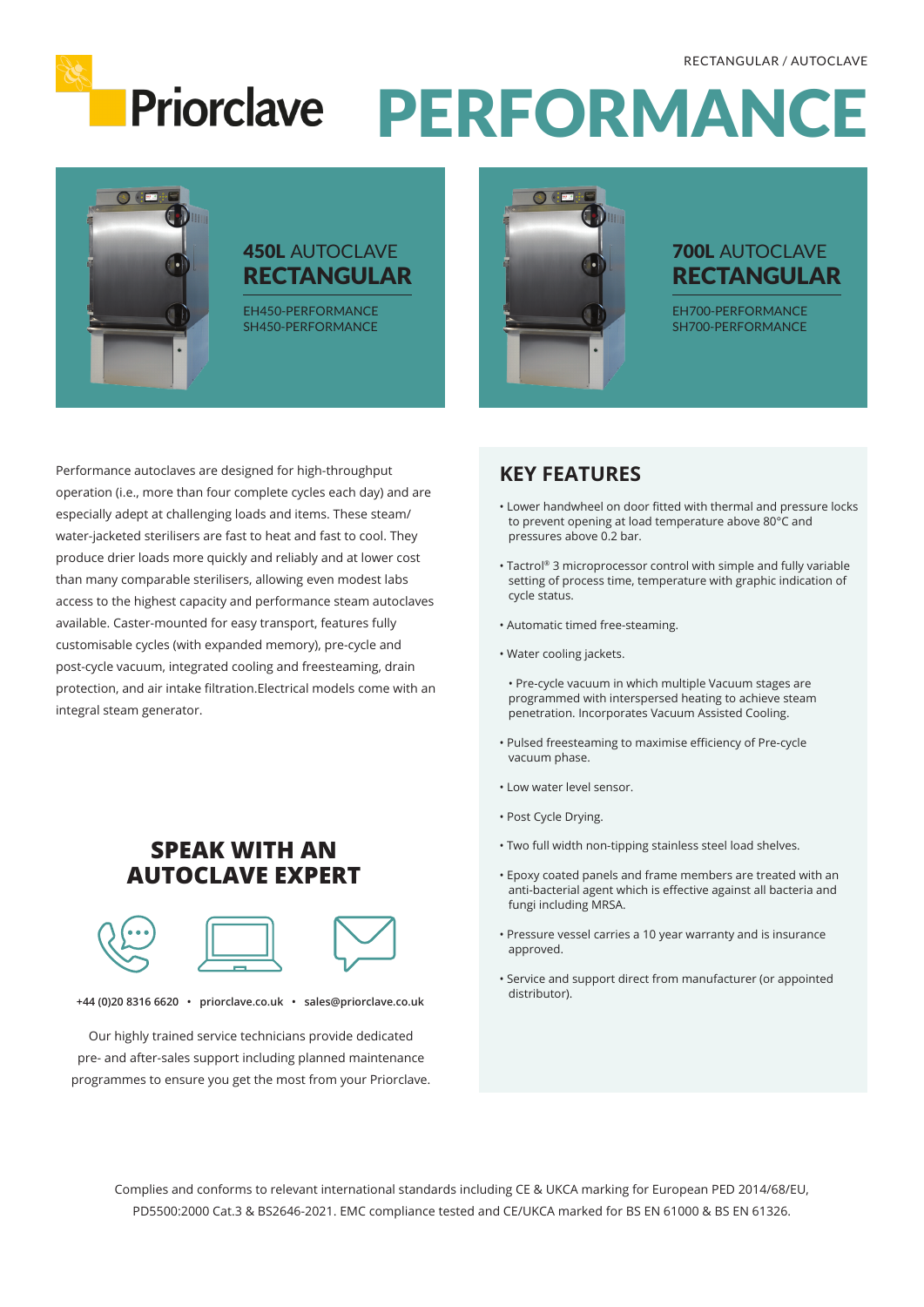RECTANGULAR / AUTOCLAVE

Priorclave

# PERFORMANCE

## 450L AUTOCLAVE RECTANGULAR

EH450-PERFORMANCE
SH450-PERFORMANCE

## 700L AUTOCLAVE RECTANGULAR

EH700-PERFORMANCE
SH700-PERFORMANCE

Performance autoclaves are designed for high-throughput operation (i.e., more than four complete cycles each day) and are especially adept at challenging loads and items. These steam/water-jacketed sterilisers are fast to heat and fast to cool. They produce drier loads more quickly and reliably and at lower cost than many comparable sterilisers, allowing even modest labs access to the highest capacity and performance steam autoclaves available. Caster-mounted for easy transport, features fully customisable cycles (with expanded memory), pre-cycle and post-cycle vacuum, integrated cooling and freesteaming, drain protection, and air intake filtration.Electrical models come with an integral steam generator.

## KEY FEATURES

- Lower handwheel on door fitted with thermal and pressure locks to prevent opening at load temperature above 80°C and pressures above 0.2 bar.
- Tactrol® 3 microprocessor control with simple and fully variable setting of process time, temperature with graphic indication of cycle status.
- Automatic timed free-steaming.
- Water cooling jackets.
- Pre-cycle vacuum in which multiple Vacuum stages are programmed with interspersed heating to achieve steam penetration. Incorporates Vacuum Assisted Cooling.
- Pulsed freesteaming to maximise efficiency of Pre-cycle vacuum phase.
- Low water level sensor.
- Post Cycle Drying.
- Two full width non-tipping stainless steel load shelves.
- Epoxy coated panels and frame members are treated with an anti-bacterial agent which is effective against all bacteria and fungi including MRSA.
- Pressure vessel carries a 10 year warranty and is insurance approved.
- Service and support direct from manufacturer (or appointed distributor).

## SPEAK WITH AN AUTOCLAVE EXPERT

+44 (0)20 8316 6620 • priorclave.co.uk • sales@priorclave.co.uk

Our highly trained service technicians provide dedicated pre- and after-sales support including planned maintenance programmes to ensure you get the most from your Priorclave.

Complies and conforms to relevant international standards including CE & UKCA marking for European PED 2014/68/EU, PD5500:2000 Cat.3 & BS2646-2021. EMC compliance tested and CE/UKCA marked for BS EN 61000 & BS EN 61326.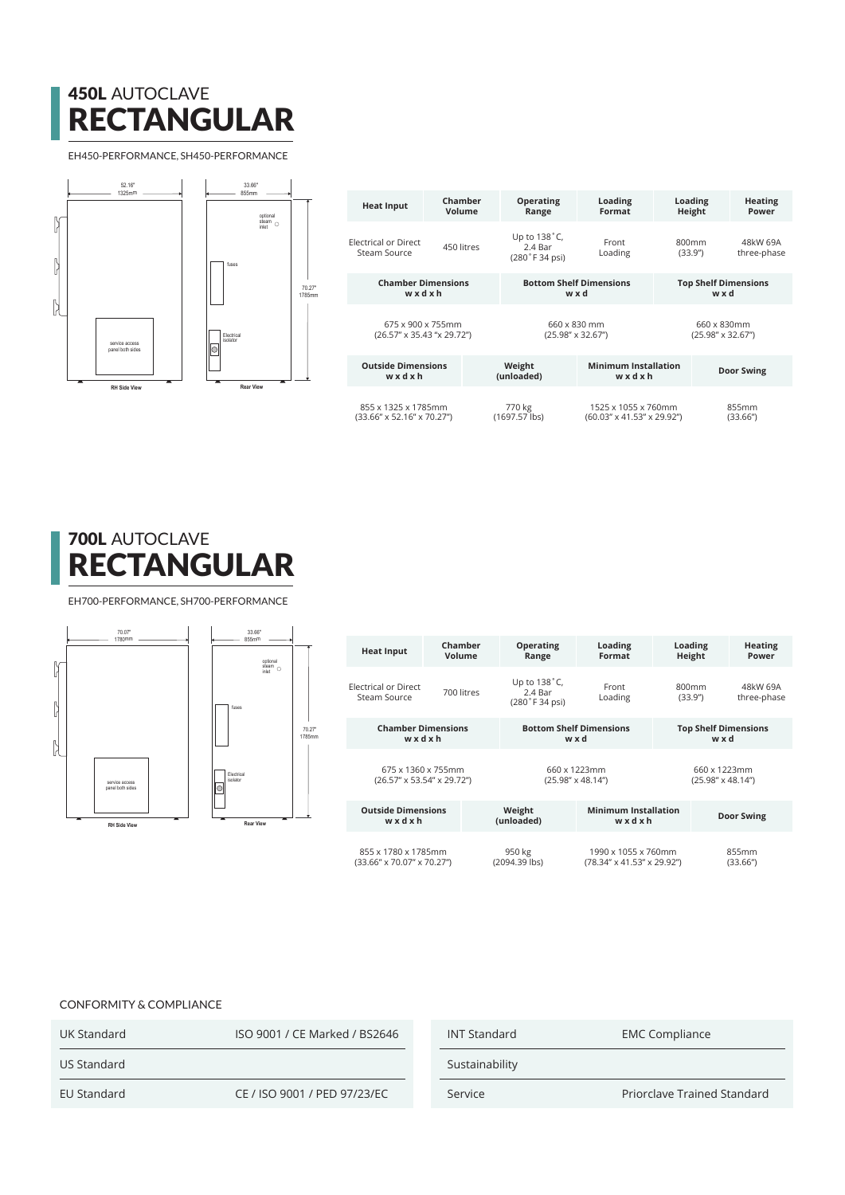## 450L AUTOCLAVE RECTANGULAR

EH450-PERFORMANCE, SH450-PERFORMANCE

52.16"
1325mm

33.66"
855mm

optional steam inlet

fuses

70.27"
1785mm

service access panel both sides

Electrical isolator

RH Side View

Rear View

| Heat Input | Chamber Volume | Operating Range | Loading Format | Loading Height | Heating Power |
|---|---|---|---|---|---|
| Electrical or Direct Steam Source | 450 litres | Up to 138˚C, 2.4 Bar (280˚F 34 psi) | Front Loading | 800mm (33.9") | 48kW 69A three-phase |

| Chamber Dimensions w x d x h | Bottom Shelf Dimensions w x d | Top Shelf Dimensions w x d |
|---|---|---|
| 675 x 900 x 755mm (26.57" x 35.43 "x 29.72") | 660 x 830 mm (25.98" x 32.67") | 660 x 830mm (25.98" x 32.67") |

| Outside Dimensions w x d x h | Weight (unloaded) | Minimum Installation w x d x h | Door Swing |
|---|---|---|---|
| 855 x 1325 x 1785mm (33.66" x 52.16" x 70.27") | 770 kg (1697.57 lbs) | 1525 x 1055 x 760mm (60.03" x 41.53" x 29.92") | 855mm (33.66") |

## 700L AUTOCLAVE RECTANGULAR

EH700-PERFORMANCE, SH700-PERFORMANCE

70.07"
1780mm

33.66"
855mm

optional steam inlet

fuses

70.27"
1785mm

service access panel both sides

Electrical isolator

RH Side View

Rear View

| Heat Input | Chamber Volume | Operating Range | Loading Format | Loading Height | Heating Power |
|---|---|---|---|---|---|
| Electrical or Direct Steam Source | 700 litres | Up to 138˚C, 2.4 Bar (280˚F 34 psi) | Front Loading | 800mm (33.9") | 48kW 69A three-phase |

| Chamber Dimensions w x d x h | Bottom Shelf Dimensions w x d | Top Shelf Dimensions w x d |
|---|---|---|
| 675 x 1360 x 755mm (26.57" x 53.54" x 29.72") | 660 x 1223mm (25.98" x 48.14") | 660 x 1223mm (25.98" x 48.14") |

| Outside Dimensions w x d x h | Weight (unloaded) | Minimum Installation w x d x h | Door Swing |
|---|---|---|---|
| 855 x 1780 x 1785mm (33.66" x 70.07" x 70.27") | 950 kg (2094.39 lbs) | 1990 x 1055 x 760mm (78.34" x 41.53" x 29.92") | 855mm (33.66") |

CONFORMITY & COMPLIANCE

| | |
|---|---|
| UK Standard | ISO 9001 / CE Marked / BS2646 |
| US Standard | |
| EU Standard | CE / ISO 9001 / PED 97/23/EC |

| | |
|---|---|
| INT Standard | EMC Compliance |
| Sustainability | |
| Service | Priorclave Trained Standard |